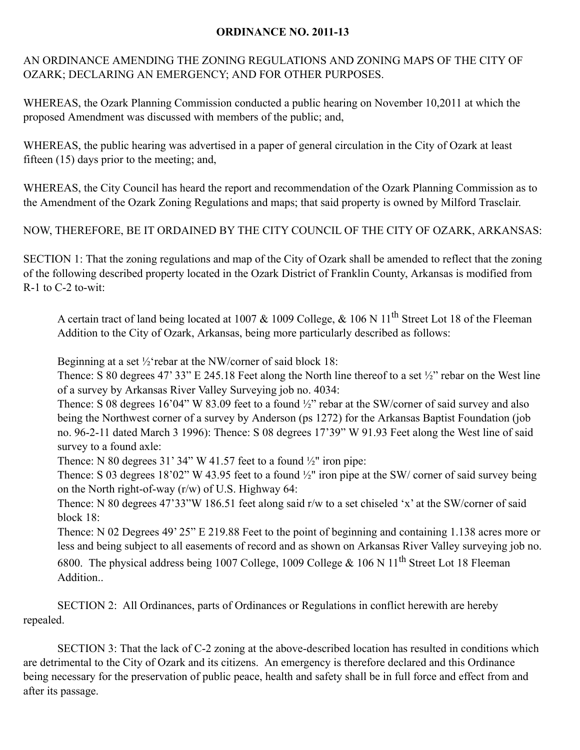# ORDINANCE NO. 2011-13

AN ORDINANCE AMENDING THE ZONING REGULATIONS AND ZONING MAPS OF THE CITY OF OZARK; DECLARING AN EMERGENCY; AND FOR OTHER PURPOSES.

WHEREAS, the Ozark Planning Commission conducted a public hearing on November 10,2011 at which the proposed Amendment was discussed with members of the public; and,

WHEREAS, the public hearing was advertised in a paper of general circulation in the City of Ozark at least fifteen (15) days prior to the meeting; and,

WHEREAS, the City Council has heard the report and recommendation of the Ozark Planning Commission as to the Amendment of the Ozark Zoning Regulations and maps; that said property is owned by Milford Trasclair.

NOW, THEREFORE, BE IT ORDAINED BY THE CITY COUNCIL OF THE CITY OF OZARK, ARKANSAS:

SECTION 1: That the zoning regulations and map of the City of Ozark shall be amended to reflect that the zoning of the following described property located in the Ozark District of Franklin County, Arkansas is modified from R-1 to C-2 to-wit:

> A certain tract of land being located at 1007 & 1009 College, & 106 N 11th Street Lot 18 of the Fleeman Addition to the City of Ozark, Arkansas, being more particularly described as follows:
>
> Beginning at a set ½'rebar at the NW/corner of said block 18:
> Thence: S 80 degrees 47' 33" E 245.18 Feet along the North line thereof to a set ½" rebar on the West line of a survey by Arkansas River Valley Surveying job no. 4034:
> Thence: S 08 degrees 16'04" W 83.09 feet to a found ½" rebar at the SW/corner of said survey and also being the Northwest corner of a survey by Anderson (ps 1272) for the Arkansas Baptist Foundation (job no. 96-2-11 dated March 3 1996): Thence: S 08 degrees 17'39" W 91.93 Feet along the West line of said survey to a found axle:
> Thence: N 80 degrees 31' 34" W 41.57 feet to a found ½" iron pipe:
> Thence: S 03 degrees 18'02" W 43.95 feet to a found ½" iron pipe at the SW/ corner of said survey being on the North right-of-way (r/w) of U.S. Highway 64:
> Thence: N 80 degrees 47'33"W 186.51 feet along said r/w to a set chiseled 'x' at the SW/corner of said block 18:
> Thence: N 02 Degrees 49' 25" E 219.88 Feet to the point of beginning and containing 1.138 acres more or less and being subject to all easements of record and as shown on Arkansas River Valley surveying job no. 6800. The physical address being 1007 College, 1009 College & 106 N 11th Street Lot 18 Fleeman Addition..

SECTION 2: All Ordinances, parts of Ordinances or Regulations in conflict herewith are hereby repealed.

SECTION 3: That the lack of C-2 zoning at the above-described location has resulted in conditions which are detrimental to the City of Ozark and its citizens. An emergency is therefore declared and this Ordinance being necessary for the preservation of public peace, health and safety shall be in full force and effect from and after its passage.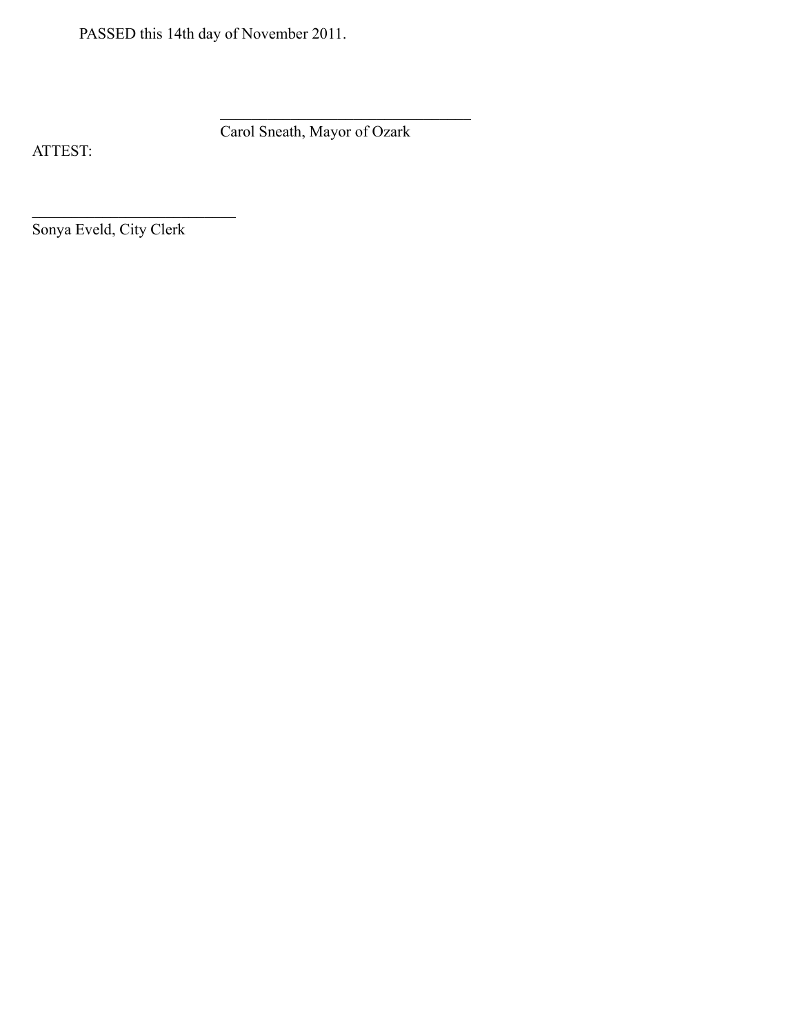PASSED this 14th day of November 2011.

\_\_\_\_\_\_\_\_\_\_\_\_\_\_\_\_\_\_\_\_\_\_\_\_\_\_\_\_\_\_\_\_\_

Carol Sneath, Mayor of Ozark

ATTEST:

\_\_\_\_\_\_\_\_\_\_\_\_\_\_\_\_\_\_\_\_\_\_\_\_\_\_\_

Sonya Eveld, City Clerk